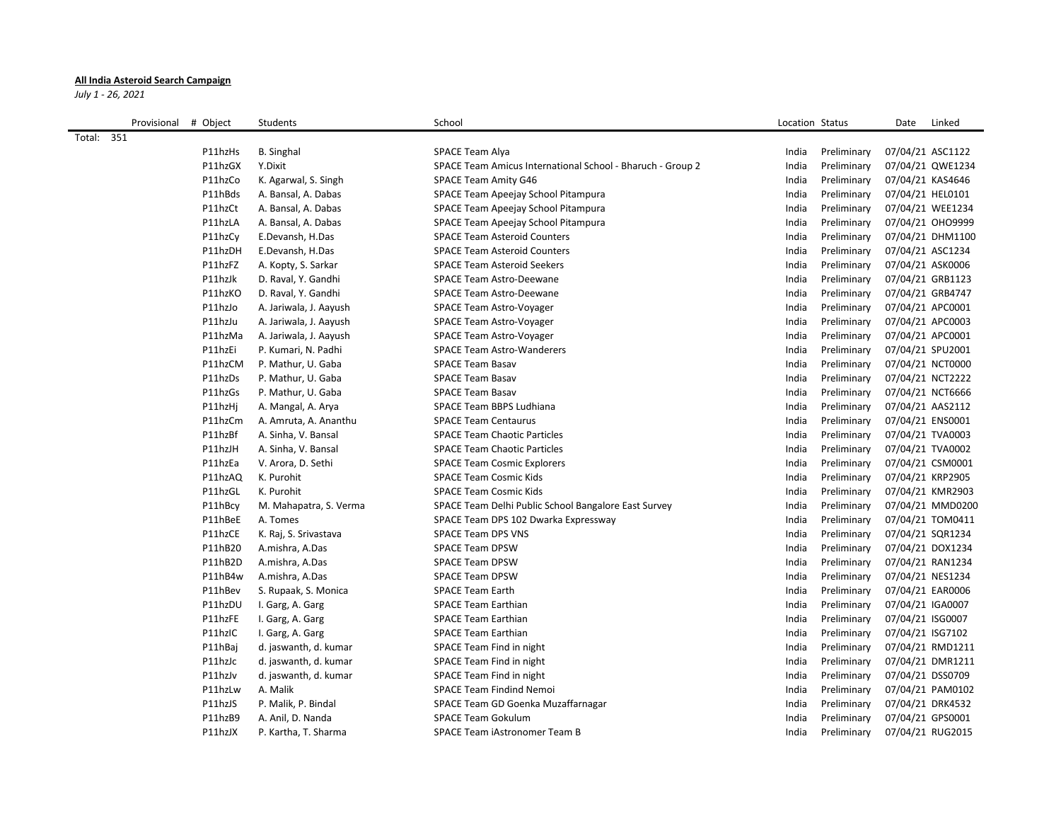**All India Asteroid Search Campaign**

*July 1 - 26, 2021*

| Provisional | # Object | Students | School | Location | Status | Date | Linked |
|---|---|---|---|---|---|---|---|
| Total: 351 | | | | | | | |
| | P11hzHs | B. Singhal | SPACE Team Alya | India | Preliminary | 07/04/21 | ASC1122 |
| | P11hzGX | Y.Dixit | SPACE Team Amicus International School - Bharuch - Group 2 | India | Preliminary | 07/04/21 | QWE1234 |
| | P11hzCo | K. Agarwal, S. Singh | SPACE Team Amity G46 | India | Preliminary | 07/04/21 | KAS4646 |
| | P11hBds | A. Bansal, A. Dabas | SPACE Team Apeejay School Pitampura | India | Preliminary | 07/04/21 | HEL0101 |
| | P11hzCt | A. Bansal, A. Dabas | SPACE Team Apeejay School Pitampura | India | Preliminary | 07/04/21 | WEE1234 |
| | P11hzLA | A. Bansal, A. Dabas | SPACE Team Apeejay School Pitampura | India | Preliminary | 07/04/21 | OHO9999 |
| | P11hzCy | E.Devansh, H.Das | SPACE Team Asteroid Counters | India | Preliminary | 07/04/21 | DHM1100 |
| | P11hzDH | E.Devansh, H.Das | SPACE Team Asteroid Counters | India | Preliminary | 07/04/21 | ASC1234 |
| | P11hzFZ | A. Kopty, S. Sarkar | SPACE Team Asteroid Seekers | India | Preliminary | 07/04/21 | ASK0006 |
| | P11hzJk | D. Raval, Y. Gandhi | SPACE Team Astro-Deewane | India | Preliminary | 07/04/21 | GRB1123 |
| | P11hzKO | D. Raval, Y. Gandhi | SPACE Team Astro-Deewane | India | Preliminary | 07/04/21 | GRB4747 |
| | P11hzJo | A. Jariwala, J. Aayush | SPACE Team Astro-Voyager | India | Preliminary | 07/04/21 | APC0001 |
| | P11hzJu | A. Jariwala, J. Aayush | SPACE Team Astro-Voyager | India | Preliminary | 07/04/21 | APC0003 |
| | P11hzMa | A. Jariwala, J. Aayush | SPACE Team Astro-Voyager | India | Preliminary | 07/04/21 | APC0001 |
| | P11hzEi | P. Kumari, N. Padhi | SPACE Team Astro-Wanderers | India | Preliminary | 07/04/21 | SPU2001 |
| | P11hzCM | P. Mathur, U. Gaba | SPACE Team Basav | India | Preliminary | 07/04/21 | NCT0000 |
| | P11hzDs | P. Mathur, U. Gaba | SPACE Team Basav | India | Preliminary | 07/04/21 | NCT2222 |
| | P11hzGs | P. Mathur, U. Gaba | SPACE Team Basav | India | Preliminary | 07/04/21 | NCT6666 |
| | P11hzHj | A. Mangal, A. Arya | SPACE Team BBPS Ludhiana | India | Preliminary | 07/04/21 | AAS2112 |
| | P11hzCm | A. Amruta, A. Ananthu | SPACE Team Centaurus | India | Preliminary | 07/04/21 | ENS0001 |
| | P11hzBf | A. Sinha, V. Bansal | SPACE Team Chaotic Particles | India | Preliminary | 07/04/21 | TVA0003 |
| | P11hzJH | A. Sinha, V. Bansal | SPACE Team Chaotic Particles | India | Preliminary | 07/04/21 | TVA0002 |
| | P11hzEa | V. Arora, D. Sethi | SPACE Team Cosmic Explorers | India | Preliminary | 07/04/21 | CSM0001 |
| | P11hzAQ | K. Purohit | SPACE Team Cosmic Kids | India | Preliminary | 07/04/21 | KRP2905 |
| | P11hzGL | K. Purohit | SPACE Team Cosmic Kids | India | Preliminary | 07/04/21 | KMR2903 |
| | P11hBcy | M. Mahapatra, S. Verma | SPACE Team Delhi Public School Bangalore East Survey | India | Preliminary | 07/04/21 | MMD0200 |
| | P11hBeE | A. Tomes | SPACE Team DPS 102 Dwarka Expressway | India | Preliminary | 07/04/21 | TOM0411 |
| | P11hzCE | K. Raj, S. Srivastava | SPACE Team DPS VNS | India | Preliminary | 07/04/21 | SQR1234 |
| | P11hB20 | A.mishra, A.Das | SPACE Team DPSW | India | Preliminary | 07/04/21 | DOX1234 |
| | P11hB2D | A.mishra, A.Das | SPACE Team DPSW | India | Preliminary | 07/04/21 | RAN1234 |
| | P11hB4w | A.mishra, A.Das | SPACE Team DPSW | India | Preliminary | 07/04/21 | NES1234 |
| | P11hBev | S. Rupaak, S. Monica | SPACE Team Earth | India | Preliminary | 07/04/21 | EAR0006 |
| | P11hzDU | I. Garg, A. Garg | SPACE Team Earthian | India | Preliminary | 07/04/21 | IGA0007 |
| | P11hzFE | I. Garg, A. Garg | SPACE Team Earthian | India | Preliminary | 07/04/21 | ISG0007 |
| | P11hzIC | I. Garg, A. Garg | SPACE Team Earthian | India | Preliminary | 07/04/21 | ISG7102 |
| | P11hBaj | d. jaswanth, d. kumar | SPACE Team Find in night | India | Preliminary | 07/04/21 | RMD1211 |
| | P11hzJc | d. jaswanth, d. kumar | SPACE Team Find in night | India | Preliminary | 07/04/21 | DMR1211 |
| | P11hzJv | d. jaswanth, d. kumar | SPACE Team Find in night | India | Preliminary | 07/04/21 | DSS0709 |
| | P11hzLw | A. Malik | SPACE Team Findind Nemoi | India | Preliminary | 07/04/21 | PAM0102 |
| | P11hzJS | P. Malik, P. Bindal | SPACE Team GD Goenka Muzaffarnagar | India | Preliminary | 07/04/21 | DRK4532 |
| | P11hzB9 | A. Anil, D. Nanda | SPACE Team Gokulum | India | Preliminary | 07/04/21 | GPS0001 |
| | P11hzJX | P. Kartha, T. Sharma | SPACE Team iAstronomer Team B | India | Preliminary | 07/04/21 | RUG2015 |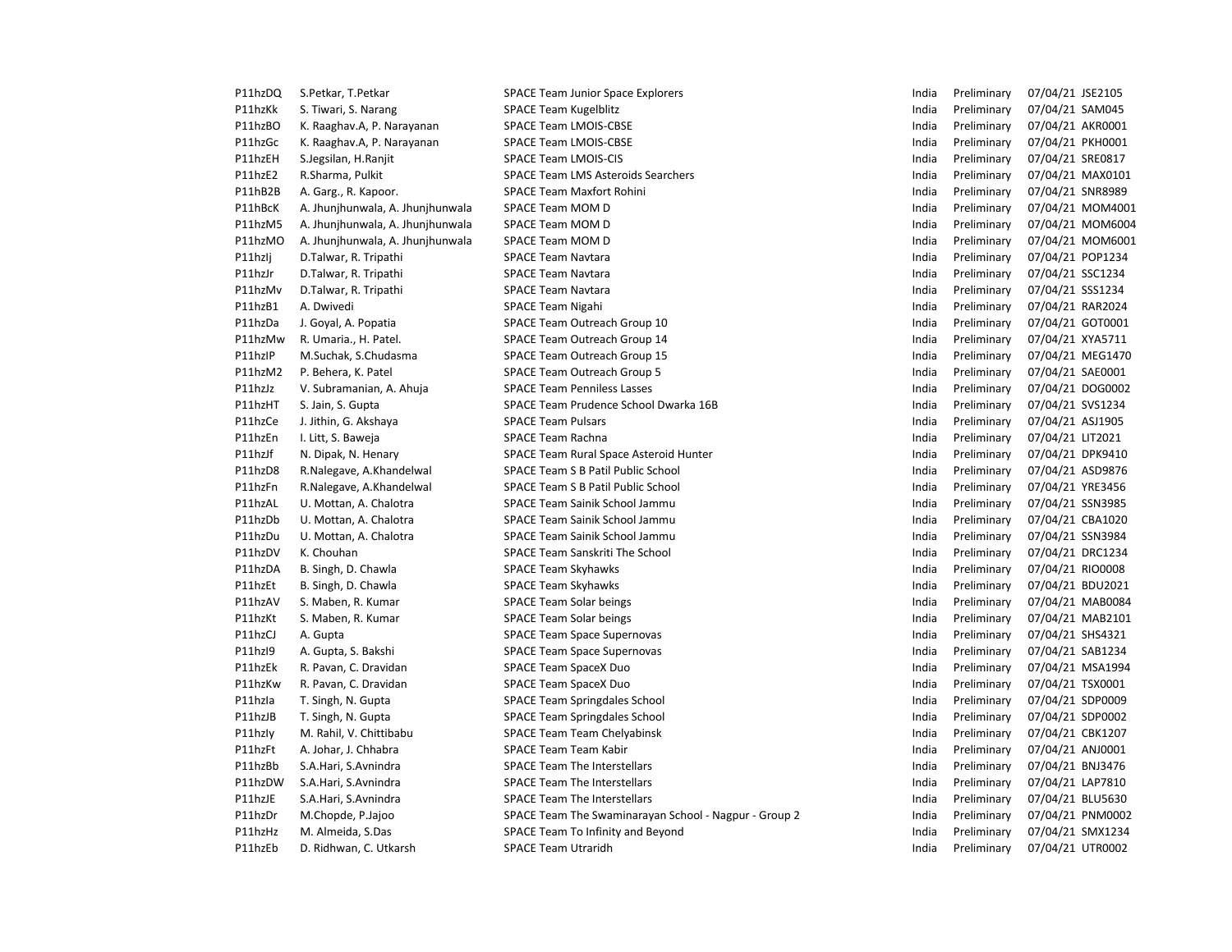| | | | | | | |
|---|---|---|---|---|---|---|
| P11hzDQ | S.Petkar, T.Petkar | SPACE Team Junior Space Explorers | India | Preliminary | 07/04/21 | JSE2105 |
| P11hzKk | S. Tiwari, S. Narang | SPACE Team Kugelblitz | India | Preliminary | 07/04/21 | SAM045 |
| P11hzBO | K. Raaghav.A, P. Narayanan | SPACE Team LMOIS-CBSE | India | Preliminary | 07/04/21 | AKR0001 |
| P11hzGc | K. Raaghav.A, P. Narayanan | SPACE Team LMOIS-CBSE | India | Preliminary | 07/04/21 | PKH0001 |
| P11hzEH | S.Jegsilan, H.Ranjit | SPACE Team LMOIS-CIS | India | Preliminary | 07/04/21 | SRE0817 |
| P11hzE2 | R.Sharma, Pulkit | SPACE Team LMS Asteroids Searchers | India | Preliminary | 07/04/21 | MAX0101 |
| P11hB2B | A. Garg., R. Kapoor. | SPACE Team Maxfort Rohini | India | Preliminary | 07/04/21 | SNR8989 |
| P11hBcK | A. Jhunjhunwala, A. Jhunjhunwala | SPACE Team MOM D | India | Preliminary | 07/04/21 | MOM4001 |
| P11hzM5 | A. Jhunjhunwala, A. Jhunjhunwala | SPACE Team MOM D | India | Preliminary | 07/04/21 | MOM6004 |
| P11hzMO | A. Jhunjhunwala, A. Jhunjhunwala | SPACE Team MOM D | India | Preliminary | 07/04/21 | MOM6001 |
| P11hzIj | D.Talwar, R. Tripathi | SPACE Team Navtara | India | Preliminary | 07/04/21 | POP1234 |
| P11hzJr | D.Talwar, R. Tripathi | SPACE Team Navtara | India | Preliminary | 07/04/21 | SSC1234 |
| P11hzMv | D.Talwar, R. Tripathi | SPACE Team Navtara | India | Preliminary | 07/04/21 | SSS1234 |
| P11hzB1 | A. Dwivedi | SPACE Team Nigahi | India | Preliminary | 07/04/21 | RAR2024 |
| P11hzDa | J. Goyal, A. Popatia | SPACE Team Outreach Group 10 | India | Preliminary | 07/04/21 | GOT0001 |
| P11hzMw | R. Umaria., H. Patel. | SPACE Team Outreach Group 14 | India | Preliminary | 07/04/21 | XYA5711 |
| P11hzIP | M.Suchak, S.Chudasma | SPACE Team Outreach Group 15 | India | Preliminary | 07/04/21 | MEG1470 |
| P11hzM2 | P. Behera, K. Patel | SPACE Team Outreach Group 5 | India | Preliminary | 07/04/21 | SAE0001 |
| P11hzJz | V. Subramanian, A. Ahuja | SPACE Team Penniless Lasses | India | Preliminary | 07/04/21 | DOG0002 |
| P11hzHT | S. Jain, S. Gupta | SPACE Team Prudence School Dwarka 16B | India | Preliminary | 07/04/21 | SVS1234 |
| P11hzCe | J. Jithin, G. Akshaya | SPACE Team Pulsars | India | Preliminary | 07/04/21 | ASJ1905 |
| P11hzEn | I. Litt, S. Baweja | SPACE Team Rachna | India | Preliminary | 07/04/21 | LIT2021 |
| P11hzJf | N. Dipak, N. Henary | SPACE Team Rural Space Asteroid Hunter | India | Preliminary | 07/04/21 | DPK9410 |
| P11hzD8 | R.Nalegave, A.Khandelwal | SPACE Team S B Patil Public School | India | Preliminary | 07/04/21 | ASD9876 |
| P11hzFn | R.Nalegave, A.Khandelwal | SPACE Team S B Patil Public School | India | Preliminary | 07/04/21 | YRE3456 |
| P11hzAL | U. Mottan, A. Chalotra | SPACE Team Sainik School Jammu | India | Preliminary | 07/04/21 | SSN3985 |
| P11hzDb | U. Mottan, A. Chalotra | SPACE Team Sainik School Jammu | India | Preliminary | 07/04/21 | CBA1020 |
| P11hzDu | U. Mottan, A. Chalotra | SPACE Team Sainik School Jammu | India | Preliminary | 07/04/21 | SSN3984 |
| P11hzDV | K. Chouhan | SPACE Team Sanskriti The School | India | Preliminary | 07/04/21 | DRC1234 |
| P11hzDA | B. Singh, D. Chawla | SPACE Team Skyhawks | India | Preliminary | 07/04/21 | RIO0008 |
| P11hzEt | B. Singh, D. Chawla | SPACE Team Skyhawks | India | Preliminary | 07/04/21 | BDU2021 |
| P11hzAV | S. Maben, R. Kumar | SPACE Team Solar beings | India | Preliminary | 07/04/21 | MAB0084 |
| P11hzKt | S. Maben, R. Kumar | SPACE Team Solar beings | India | Preliminary | 07/04/21 | MAB2101 |
| P11hzCJ | A. Gupta | SPACE Team Space Supernovas | India | Preliminary | 07/04/21 | SHS4321 |
| P11hzI9 | A. Gupta, S. Bakshi | SPACE Team Space Supernovas | India | Preliminary | 07/04/21 | SAB1234 |
| P11hzEk | R. Pavan, C. Dravidan | SPACE Team SpaceX Duo | India | Preliminary | 07/04/21 | MSA1994 |
| P11hzKw | R. Pavan, C. Dravidan | SPACE Team SpaceX Duo | India | Preliminary | 07/04/21 | TSX0001 |
| P11hzIa | T. Singh, N. Gupta | SPACE Team Springdales School | India | Preliminary | 07/04/21 | SDP0009 |
| P11hzJB | T. Singh, N. Gupta | SPACE Team Springdales School | India | Preliminary | 07/04/21 | SDP0002 |
| P11hzIy | M. Rahil, V. Chittibabu | SPACE Team Team Chelyabinsk | India | Preliminary | 07/04/21 | CBK1207 |
| P11hzFt | A. Johar, J. Chhabra | SPACE Team Team Kabir | India | Preliminary | 07/04/21 | ANJ0001 |
| P11hzBb | S.A.Hari, S.Avnindra | SPACE Team The Interstellars | India | Preliminary | 07/04/21 | BNJ3476 |
| P11hzDW | S.A.Hari, S.Avnindra | SPACE Team The Interstellars | India | Preliminary | 07/04/21 | LAP7810 |
| P11hzJE | S.A.Hari, S.Avnindra | SPACE Team The Interstellars | India | Preliminary | 07/04/21 | BLU5630 |
| P11hzDr | M.Chopde, P.Jajoo | SPACE Team The Swaminarayan School - Nagpur - Group 2 | India | Preliminary | 07/04/21 | PNM0002 |
| P11hzHz | M. Almeida, S.Das | SPACE Team To Infinity and Beyond | India | Preliminary | 07/04/21 | SMX1234 |
| P11hzEb | D. Ridhwan, C. Utkarsh | SPACE Team Utraridh | India | Preliminary | 07/04/21 | UTR0002 |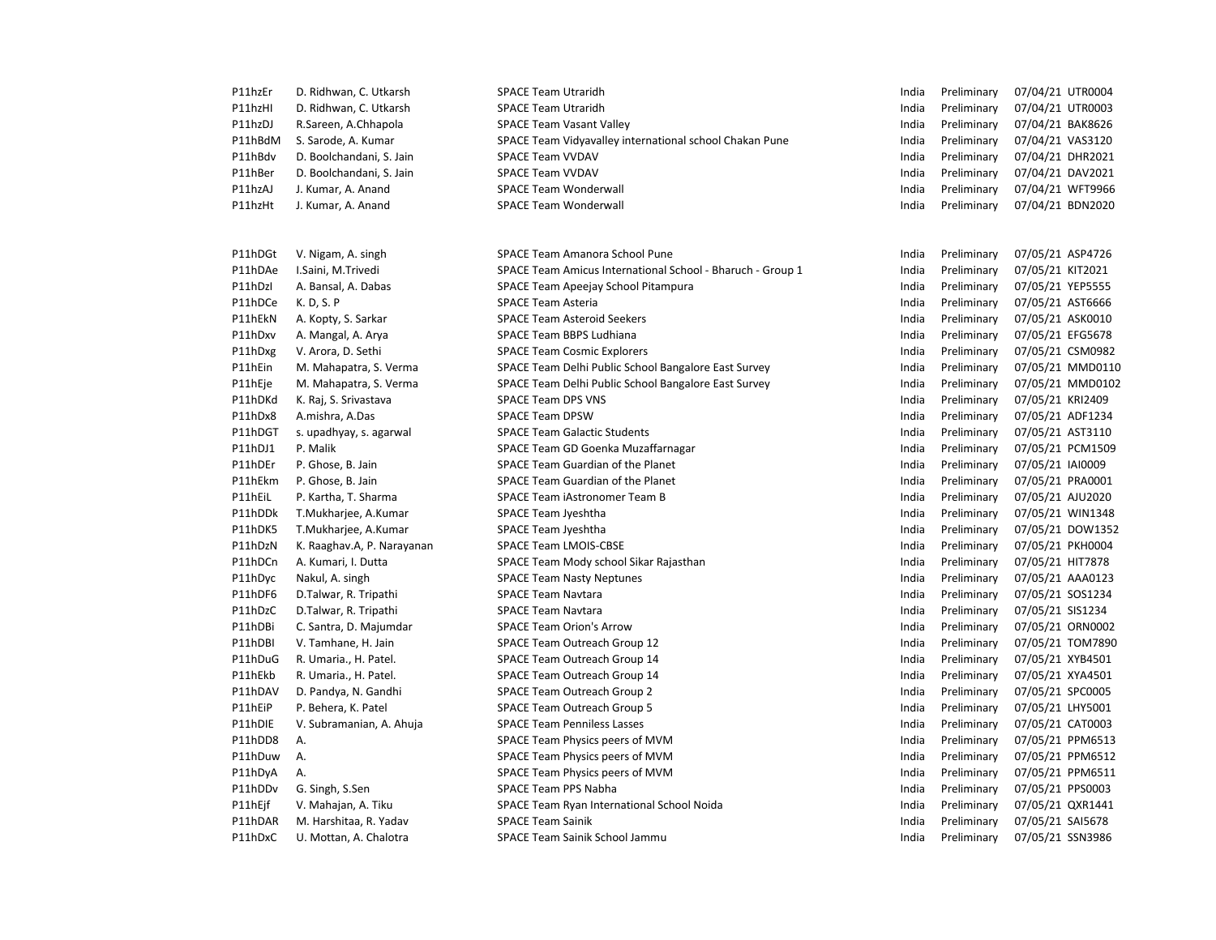| | | | | | | |
|---|---|---|---|---|---|---|
| P11hzEr | D. Ridhwan, C. Utkarsh | SPACE Team Utraridh | India | Preliminary | 07/04/21 | UTR0004 |
| P11hzHI | D. Ridhwan, C. Utkarsh | SPACE Team Utraridh | India | Preliminary | 07/04/21 | UTR0003 |
| P11hzDJ | R.Sareen, A.Chhapola | SPACE Team Vasant Valley | India | Preliminary | 07/04/21 | BAK8626 |
| P11hBdM | S. Sarode, A. Kumar | SPACE Team Vidyavalley international school Chakan Pune | India | Preliminary | 07/04/21 | VAS3120 |
| P11hBdv | D. Boolchandani, S. Jain | SPACE Team VVDAV | India | Preliminary | 07/04/21 | DHR2021 |
| P11hBer | D. Boolchandani, S. Jain | SPACE Team VVDAV | India | Preliminary | 07/04/21 | DAV2021 |
| P11hzAJ | J. Kumar, A. Anand | SPACE Team Wonderwall | India | Preliminary | 07/04/21 | WFT9966 |
| P11hzHt | J. Kumar, A. Anand | SPACE Team Wonderwall | India | Preliminary | 07/04/21 | BDN2020 |

| | | | | | | |
|---|---|---|---|---|---|---|
| P11hDGt | V. Nigam, A. singh | SPACE Team Amanora School Pune | India | Preliminary | 07/05/21 | ASP4726 |
| P11hDAe | I.Saini, M.Trivedi | SPACE Team Amicus International School - Bharuch - Group 1 | India | Preliminary | 07/05/21 | KIT2021 |
| P11hDzI | A. Bansal, A. Dabas | SPACE Team Apeejay School Pitampura | India | Preliminary | 07/05/21 | YEP5555 |
| P11hDCe | K. D, S. P | SPACE Team Asteria | India | Preliminary | 07/05/21 | AST6666 |
| P11hEkN | A. Kopty, S. Sarkar | SPACE Team Asteroid Seekers | India | Preliminary | 07/05/21 | ASK0010 |
| P11hDxv | A. Mangal, A. Arya | SPACE Team BBPS Ludhiana | India | Preliminary | 07/05/21 | EFG5678 |
| P11hDxg | V. Arora, D. Sethi | SPACE Team Cosmic Explorers | India | Preliminary | 07/05/21 | CSM0982 |
| P11hEin | M. Mahapatra, S. Verma | SPACE Team Delhi Public School Bangalore East Survey | India | Preliminary | 07/05/21 | MMD0110 |
| P11hEje | M. Mahapatra, S. Verma | SPACE Team Delhi Public School Bangalore East Survey | India | Preliminary | 07/05/21 | MMD0102 |
| P11hDKd | K. Raj, S. Srivastava | SPACE Team DPS VNS | India | Preliminary | 07/05/21 | KRI2409 |
| P11hDx8 | A.mishra, A.Das | SPACE Team DPSW | India | Preliminary | 07/05/21 | ADF1234 |
| P11hDGT | s. upadhyay, s. agarwal | SPACE Team Galactic Students | India | Preliminary | 07/05/21 | AST3110 |
| P11hDJ1 | P. Malik | SPACE Team GD Goenka Muzaffarnagar | India | Preliminary | 07/05/21 | PCM1509 |
| P11hDEr | P. Ghose, B. Jain | SPACE Team Guardian of the Planet | India | Preliminary | 07/05/21 | IAI0009 |
| P11hEkm | P. Ghose, B. Jain | SPACE Team Guardian of the Planet | India | Preliminary | 07/05/21 | PRA0001 |
| P11hEiL | P. Kartha, T. Sharma | SPACE Team iAstronomer Team B | India | Preliminary | 07/05/21 | AJU2020 |
| P11hDDk | T.Mukharjee, A.Kumar | SPACE Team Jyeshtha | India | Preliminary | 07/05/21 | WIN1348 |
| P11hDK5 | T.Mukharjee, A.Kumar | SPACE Team Jyeshtha | India | Preliminary | 07/05/21 | DOW1352 |
| P11hDzN | K. Raaghav.A, P. Narayanan | SPACE Team LMOIS-CBSE | India | Preliminary | 07/05/21 | PKH0004 |
| P11hDCn | A. Kumari, I. Dutta | SPACE Team Mody school Sikar Rajasthan | India | Preliminary | 07/05/21 | HIT7878 |
| P11hDyc | Nakul, A. singh | SPACE Team Nasty Neptunes | India | Preliminary | 07/05/21 | AAA0123 |
| P11hDF6 | D.Talwar, R. Tripathi | SPACE Team Navtara | India | Preliminary | 07/05/21 | SOS1234 |
| P11hDzC | D.Talwar, R. Tripathi | SPACE Team Navtara | India | Preliminary | 07/05/21 | SIS1234 |
| P11hDBi | C. Santra, D. Majumdar | SPACE Team Orion's Arrow | India | Preliminary | 07/05/21 | ORN0002 |
| P11hDBI | V. Tamhane, H. Jain | SPACE Team Outreach Group 12 | India | Preliminary | 07/05/21 | TOM7890 |
| P11hDuG | R. Umaria., H. Patel. | SPACE Team Outreach Group 14 | India | Preliminary | 07/05/21 | XYB4501 |
| P11hEkb | R. Umaria., H. Patel. | SPACE Team Outreach Group 14 | India | Preliminary | 07/05/21 | XYA4501 |
| P11hDAV | D. Pandya, N. Gandhi | SPACE Team Outreach Group 2 | India | Preliminary | 07/05/21 | SPC0005 |
| P11hEiP | P. Behera, K. Patel | SPACE Team Outreach Group 5 | India | Preliminary | 07/05/21 | LHY5001 |
| P11hDIE | V. Subramanian, A. Ahuja | SPACE Team Penniless Lasses | India | Preliminary | 07/05/21 | CAT0003 |
| P11hDD8 | A. | SPACE Team Physics peers of MVM | India | Preliminary | 07/05/21 | PPM6513 |
| P11hDuw | A. | SPACE Team Physics peers of MVM | India | Preliminary | 07/05/21 | PPM6512 |
| P11hDyA | A. | SPACE Team Physics peers of MVM | India | Preliminary | 07/05/21 | PPM6511 |
| P11hDDv | G. Singh, S.Sen | SPACE Team PPS Nabha | India | Preliminary | 07/05/21 | PPS0003 |
| P11hEjf | V. Mahajan, A. Tiku | SPACE Team Ryan International School Noida | India | Preliminary | 07/05/21 | QXR1441 |
| P11hDAR | M. Harshitaa, R. Yadav | SPACE Team Sainik | India | Preliminary | 07/05/21 | SAI5678 |
| P11hDxC | U. Mottan, A. Chalotra | SPACE Team Sainik School Jammu | India | Preliminary | 07/05/21 | SSN3986 |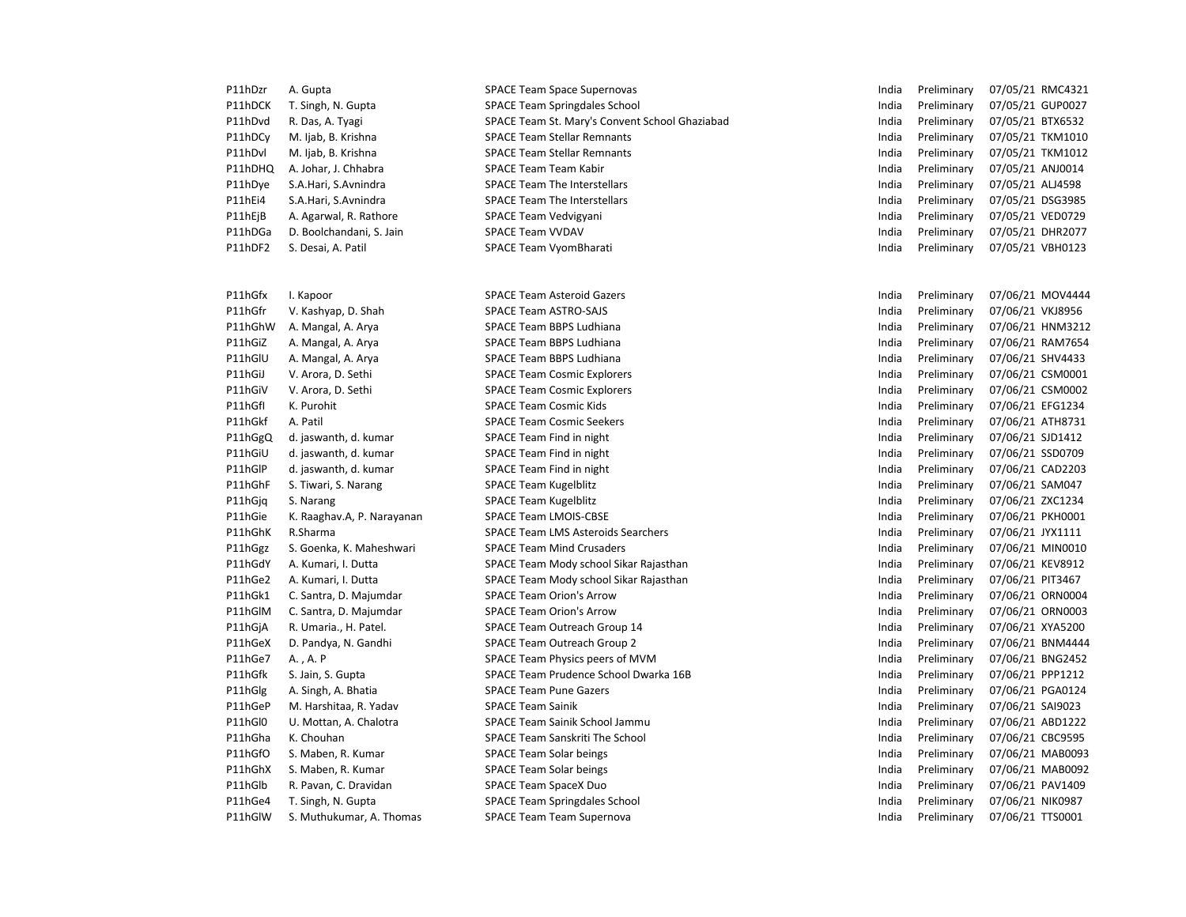| | | | | | | |
|---|---|---|---|---|---|---|
| P11hDzr | A. Gupta | SPACE Team Space Supernovas | India | Preliminary | 07/05/21 | RMC4321 |
| P11hDCK | T. Singh, N. Gupta | SPACE Team Springdales School | India | Preliminary | 07/05/21 | GUP0027 |
| P11hDvd | R. Das, A. Tyagi | SPACE Team St. Mary's Convent School Ghaziabad | India | Preliminary | 07/05/21 | BTX6532 |
| P11hDCy | M. Ijab, B. Krishna | SPACE Team Stellar Remnants | India | Preliminary | 07/05/21 | TKM1010 |
| P11hDvl | M. Ijab, B. Krishna | SPACE Team Stellar Remnants | India | Preliminary | 07/05/21 | TKM1012 |
| P11hDHQ | A. Johar, J. Chhabra | SPACE Team Team Kabir | India | Preliminary | 07/05/21 | ANJ0014 |
| P11hDye | S.A.Hari, S.Avnindra | SPACE Team The Interstellars | India | Preliminary | 07/05/21 | ALJ4598 |
| P11hEi4 | S.A.Hari, S.Avnindra | SPACE Team The Interstellars | India | Preliminary | 07/05/21 | DSG3985 |
| P11hEjB | A. Agarwal, R. Rathore | SPACE Team Vedvigyani | India | Preliminary | 07/05/21 | VED0729 |
| P11hDGa | D. Boolchandani, S. Jain | SPACE Team VVDAV | India | Preliminary | 07/05/21 | DHR2077 |
| P11hDF2 | S. Desai, A. Patil | SPACE Team VyomBharati | India | Preliminary | 07/05/21 | VBH0123 |

| | | | | | | |
|---|---|---|---|---|---|---|
| P11hGfx | I. Kapoor | SPACE Team Asteroid Gazers | India | Preliminary | 07/06/21 | MOV4444 |
| P11hGfr | V. Kashyap, D. Shah | SPACE Team ASTRO-SAJS | India | Preliminary | 07/06/21 | VKJ8956 |
| P11hGhW | A. Mangal, A. Arya | SPACE Team BBPS Ludhiana | India | Preliminary | 07/06/21 | HNM3212 |
| P11hGiZ | A. Mangal, A. Arya | SPACE Team BBPS Ludhiana | India | Preliminary | 07/06/21 | RAM7654 |
| P11hGlU | A. Mangal, A. Arya | SPACE Team BBPS Ludhiana | India | Preliminary | 07/06/21 | SHV4433 |
| P11hGiJ | V. Arora, D. Sethi | SPACE Team Cosmic Explorers | India | Preliminary | 07/06/21 | CSM0001 |
| P11hGiV | V. Arora, D. Sethi | SPACE Team Cosmic Explorers | India | Preliminary | 07/06/21 | CSM0002 |
| P11hGfl | K. Purohit | SPACE Team Cosmic Kids | India | Preliminary | 07/06/21 | EFG1234 |
| P11hGkf | A. Patil | SPACE Team Cosmic Seekers | India | Preliminary | 07/06/21 | ATH8731 |
| P11hGgQ | d. jaswanth, d. kumar | SPACE Team Find in night | India | Preliminary | 07/06/21 | SJD1412 |
| P11hGiU | d. jaswanth, d. kumar | SPACE Team Find in night | India | Preliminary | 07/06/21 | SSD0709 |
| P11hGlP | d. jaswanth, d. kumar | SPACE Team Find in night | India | Preliminary | 07/06/21 | CAD2203 |
| P11hGhF | S. Tiwari, S. Narang | SPACE Team Kugelblitz | India | Preliminary | 07/06/21 | SAM047 |
| P11hGjq | S. Narang | SPACE Team Kugelblitz | India | Preliminary | 07/06/21 | ZXC1234 |
| P11hGie | K. Raaghav.A, P. Narayanan | SPACE Team LMOIS-CBSE | India | Preliminary | 07/06/21 | PKH0001 |
| P11hGhK | R.Sharma | SPACE Team LMS Asteroids Searchers | India | Preliminary | 07/06/21 | JYX1111 |
| P11hGgz | S. Goenka, K. Maheshwari | SPACE Team Mind Crusaders | India | Preliminary | 07/06/21 | MIN0010 |
| P11hGdY | A. Kumari, I. Dutta | SPACE Team Mody school Sikar Rajasthan | India | Preliminary | 07/06/21 | KEV8912 |
| P11hGe2 | A. Kumari, I. Dutta | SPACE Team Mody school Sikar Rajasthan | India | Preliminary | 07/06/21 | PIT3467 |
| P11hGk1 | C. Santra, D. Majumdar | SPACE Team Orion's Arrow | India | Preliminary | 07/06/21 | ORN0004 |
| P11hGlM | C. Santra, D. Majumdar | SPACE Team Orion's Arrow | India | Preliminary | 07/06/21 | ORN0003 |
| P11hGjA | R. Umaria., H. Patel. | SPACE Team Outreach Group 14 | India | Preliminary | 07/06/21 | XYA5200 |
| P11hGeX | D. Pandya, N. Gandhi | SPACE Team Outreach Group 2 | India | Preliminary | 07/06/21 | BNM4444 |
| P11hGe7 | A. , A. P | SPACE Team Physics peers of MVM | India | Preliminary | 07/06/21 | BNG2452 |
| P11hGfk | S. Jain, S. Gupta | SPACE Team Prudence School Dwarka 16B | India | Preliminary | 07/06/21 | PPP1212 |
| P11hGlg | A. Singh, A. Bhatia | SPACE Team Pune Gazers | India | Preliminary | 07/06/21 | PGA0124 |
| P11hGeP | M. Harshitaa, R. Yadav | SPACE Team Sainik | India | Preliminary | 07/06/21 | SAI9023 |
| P11hGl0 | U. Mottan, A. Chalotra | SPACE Team Sainik School Jammu | India | Preliminary | 07/06/21 | ABD1222 |
| P11hGha | K. Chouhan | SPACE Team Sanskriti The School | India | Preliminary | 07/06/21 | CBC9595 |
| P11hGfO | S. Maben, R. Kumar | SPACE Team Solar beings | India | Preliminary | 07/06/21 | MAB0093 |
| P11hGhX | S. Maben, R. Kumar | SPACE Team Solar beings | India | Preliminary | 07/06/21 | MAB0092 |
| P11hGlb | R. Pavan, C. Dravidan | SPACE Team SpaceX Duo | India | Preliminary | 07/06/21 | PAV1409 |
| P11hGe4 | T. Singh, N. Gupta | SPACE Team Springdales School | India | Preliminary | 07/06/21 | NIK0987 |
| P11hGlW | S. Muthukumar, A. Thomas | SPACE Team Team Supernova | India | Preliminary | 07/06/21 | TTS0001 |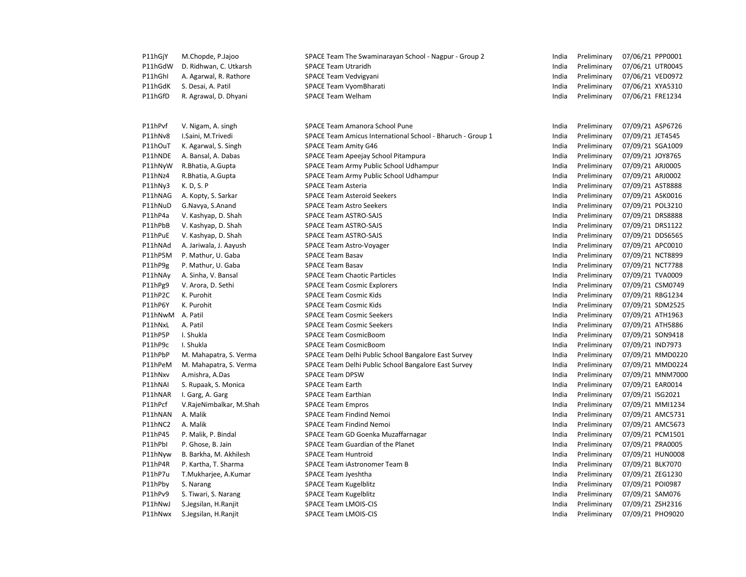| | | | | | | |
|---|---|---|---|---|---|---|
| P11hGjY | M.Chopde, P.Jajoo | SPACE Team The Swaminarayan School - Nagpur - Group 2 | India | Preliminary | 07/06/21 | PPP0001 |
| P11hGdW | D. Ridhwan, C. Utkarsh | SPACE Team Utraridh | India | Preliminary | 07/06/21 | UTR0045 |
| P11hGhI | A. Agarwal, R. Rathore | SPACE Team Vedvigyani | India | Preliminary | 07/06/21 | VED0972 |
| P11hGdK | S. Desai, A. Patil | SPACE Team VyomBharati | India | Preliminary | 07/06/21 | XYA5310 |
| P11hGfD | R. Agrawal, D. Dhyani | SPACE Team Welham | India | Preliminary | 07/06/21 | FRE1234 |
| | | | | | | |
| P11hPvf | V. Nigam, A. singh | SPACE Team Amanora School Pune | India | Preliminary | 07/09/21 | ASP6726 |
| P11hNv8 | I.Saini, M.Trivedi | SPACE Team Amicus International School - Bharuch - Group 1 | India | Preliminary | 07/09/21 | JET4545 |
| P11hOuT | K. Agarwal, S. Singh | SPACE Team Amity G46 | India | Preliminary | 07/09/21 | SGA1009 |
| P11hNDE | A. Bansal, A. Dabas | SPACE Team Apeejay School Pitampura | India | Preliminary | 07/09/21 | JOY8765 |
| P11hNyW | R.Bhatia, A.Gupta | SPACE Team Army Public School Udhampur | India | Preliminary | 07/09/21 | ARJ0005 |
| P11hNz4 | R.Bhatia, A.Gupta | SPACE Team Army Public School Udhampur | India | Preliminary | 07/09/21 | ARJ0002 |
| P11hNy3 | K. D, S. P | SPACE Team Asteria | India | Preliminary | 07/09/21 | AST8888 |
| P11hNAG | A. Kopty, S. Sarkar | SPACE Team Asteroid Seekers | India | Preliminary | 07/09/21 | ASK0016 |
| P11hNuD | G.Navya, S.Anand | SPACE Team Astro Seekers | India | Preliminary | 07/09/21 | POL3210 |
| P11hP4a | V. Kashyap, D. Shah | SPACE Team ASTRO-SAJS | India | Preliminary | 07/09/21 | DRS8888 |
| P11hPbB | V. Kashyap, D. Shah | SPACE Team ASTRO-SAJS | India | Preliminary | 07/09/21 | DRS1122 |
| P11hPuE | V. Kashyap, D. Shah | SPACE Team ASTRO-SAJS | India | Preliminary | 07/09/21 | DDS6565 |
| P11hNAd | A. Jariwala, J. Aayush | SPACE Team Astro-Voyager | India | Preliminary | 07/09/21 | APC0010 |
| P11hP5M | P. Mathur, U. Gaba | SPACE Team Basav | India | Preliminary | 07/09/21 | NCT8899 |
| P11hP9g | P. Mathur, U. Gaba | SPACE Team Basav | India | Preliminary | 07/09/21 | NCT7788 |
| P11hNAy | A. Sinha, V. Bansal | SPACE Team Chaotic Particles | India | Preliminary | 07/09/21 | TVA0009 |
| P11hPg9 | V. Arora, D. Sethi | SPACE Team Cosmic Explorers | India | Preliminary | 07/09/21 | CSM0749 |
| P11hP2C | K. Purohit | SPACE Team Cosmic Kids | India | Preliminary | 07/09/21 | RBG1234 |
| P11hP6Y | K. Purohit | SPACE Team Cosmic Kids | India | Preliminary | 07/09/21 | SDM2525 |
| P11hNwM | A. Patil | SPACE Team Cosmic Seekers | India | Preliminary | 07/09/21 | ATH1963 |
| P11hNxL | A. Patil | SPACE Team Cosmic Seekers | India | Preliminary | 07/09/21 | ATH5886 |
| P11hP5P | I. Shukla | SPACE Team CosmicBoom | India | Preliminary | 07/09/21 | SON9418 |
| P11hP9c | I. Shukla | SPACE Team CosmicBoom | India | Preliminary | 07/09/21 | IND7973 |
| P11hPbP | M. Mahapatra, S. Verma | SPACE Team Delhi Public School Bangalore East Survey | India | Preliminary | 07/09/21 | MMD0220 |
| P11hPeM | M. Mahapatra, S. Verma | SPACE Team Delhi Public School Bangalore East Survey | India | Preliminary | 07/09/21 | MMD0224 |
| P11hNxv | A.mishra, A.Das | SPACE Team DPSW | India | Preliminary | 07/09/21 | MNM7000 |
| P11hNAI | S. Rupaak, S. Monica | SPACE Team Earth | India | Preliminary | 07/09/21 | EAR0014 |
| P11hNAR | I. Garg, A. Garg | SPACE Team Earthian | India | Preliminary | 07/09/21 | ISG2021 |
| P11hPcf | V.RajeNimbalkar, M.Shah | SPACE Team Empros | India | Preliminary | 07/09/21 | MMI1234 |
| P11hNAN | A. Malik | SPACE Team Findind Nemoi | India | Preliminary | 07/09/21 | AMC5731 |
| P11hNC2 | A. Malik | SPACE Team Findind Nemoi | India | Preliminary | 07/09/21 | AMC5673 |
| P11hP45 | P. Malik, P. Bindal | SPACE Team GD Goenka Muzaffarnagar | India | Preliminary | 07/09/21 | PCM1501 |
| P11hPbI | P. Ghose, B. Jain | SPACE Team Guardian of the Planet | India | Preliminary | 07/09/21 | PRA0005 |
| P11hNyw | B. Barkha, M. Akhilesh | SPACE Team Huntroid | India | Preliminary | 07/09/21 | HUN0008 |
| P11hP4R | P. Kartha, T. Sharma | SPACE Team iAstronomer Team B | India | Preliminary | 07/09/21 | BLK7070 |
| P11hP7u | T.Mukharjee, A.Kumar | SPACE Team Jyeshtha | India | Preliminary | 07/09/21 | ZEG1230 |
| P11hPby | S. Narang | SPACE Team Kugelblitz | India | Preliminary | 07/09/21 | POI0987 |
| P11hPv9 | S. Tiwari, S. Narang | SPACE Team Kugelblitz | India | Preliminary | 07/09/21 | SAM076 |
| P11hNwJ | S.Jegsilan, H.Ranjit | SPACE Team LMOIS-CIS | India | Preliminary | 07/09/21 | ZSH2316 |
| P11hNwx | S.Jegsilan, H.Ranjit | SPACE Team LMOIS-CIS | India | Preliminary | 07/09/21 | PHO9020 |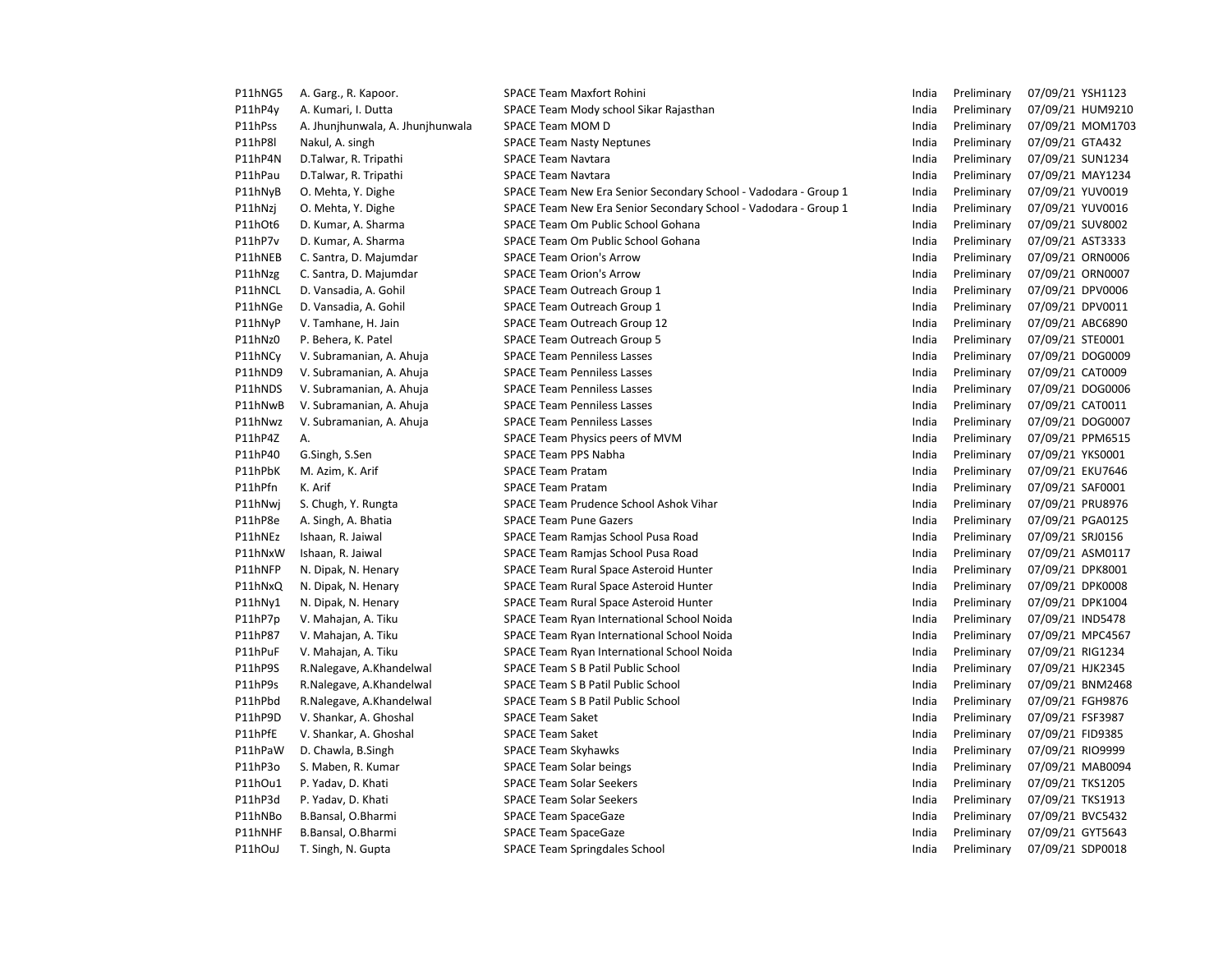| | | | | | | |
|---|---|---|---|---|---|---|
| P11hNG5 | A. Garg., R. Kapoor. | SPACE Team Maxfort Rohini | India | Preliminary | 07/09/21 | YSH1123 |
| P11hP4y | A. Kumari, I. Dutta | SPACE Team Mody school Sikar Rajasthan | India | Preliminary | 07/09/21 | HUM9210 |
| P11hPss | A. Jhunjhunwala, A. Jhunjhunwala | SPACE Team MOM D | India | Preliminary | 07/09/21 | MOM1703 |
| P11hP8l | Nakul, A. singh | SPACE Team Nasty Neptunes | India | Preliminary | 07/09/21 | GTA432 |
| P11hP4N | D.Talwar, R. Tripathi | SPACE Team Navtara | India | Preliminary | 07/09/21 | SUN1234 |
| P11hPau | D.Talwar, R. Tripathi | SPACE Team Navtara | India | Preliminary | 07/09/21 | MAY1234 |
| P11hNyB | O. Mehta, Y. Dighe | SPACE Team New Era Senior Secondary School - Vadodara - Group 1 | India | Preliminary | 07/09/21 | YUV0019 |
| P11hNzj | O. Mehta, Y. Dighe | SPACE Team New Era Senior Secondary School - Vadodara - Group 1 | India | Preliminary | 07/09/21 | YUV0016 |
| P11hOt6 | D. Kumar, A. Sharma | SPACE Team Om Public School Gohana | India | Preliminary | 07/09/21 | SUV8002 |
| P11hP7v | D. Kumar, A. Sharma | SPACE Team Om Public School Gohana | India | Preliminary | 07/09/21 | AST3333 |
| P11hNEB | C. Santra, D. Majumdar | SPACE Team Orion's Arrow | India | Preliminary | 07/09/21 | ORN0006 |
| P11hNzg | C. Santra, D. Majumdar | SPACE Team Orion's Arrow | India | Preliminary | 07/09/21 | ORN0007 |
| P11hNCL | D. Vansadia, A. Gohil | SPACE Team Outreach Group 1 | India | Preliminary | 07/09/21 | DPV0006 |
| P11hNGe | D. Vansadia, A. Gohil | SPACE Team Outreach Group 1 | India | Preliminary | 07/09/21 | DPV0011 |
| P11hNyP | V. Tamhane, H. Jain | SPACE Team Outreach Group 12 | India | Preliminary | 07/09/21 | ABC6890 |
| P11hNz0 | P. Behera, K. Patel | SPACE Team Outreach Group 5 | India | Preliminary | 07/09/21 | STE0001 |
| P11hNCy | V. Subramanian, A. Ahuja | SPACE Team Penniless Lasses | India | Preliminary | 07/09/21 | DOG0009 |
| P11hND9 | V. Subramanian, A. Ahuja | SPACE Team Penniless Lasses | India | Preliminary | 07/09/21 | CAT0009 |
| P11hNDS | V. Subramanian, A. Ahuja | SPACE Team Penniless Lasses | India | Preliminary | 07/09/21 | DOG0006 |
| P11hNwB | V. Subramanian, A. Ahuja | SPACE Team Penniless Lasses | India | Preliminary | 07/09/21 | CAT0011 |
| P11hNwz | V. Subramanian, A. Ahuja | SPACE Team Penniless Lasses | India | Preliminary | 07/09/21 | DOG0007 |
| P11hP4Z | A. | SPACE Team Physics peers of MVM | India | Preliminary | 07/09/21 | PPM6515 |
| P11hP40 | G.Singh, S.Sen | SPACE Team PPS Nabha | India | Preliminary | 07/09/21 | YKS0001 |
| P11hPbK | M. Azim, K. Arif | SPACE Team Pratam | India | Preliminary | 07/09/21 | EKU7646 |
| P11hPfn | K. Arif | SPACE Team Pratam | India | Preliminary | 07/09/21 | SAF0001 |
| P11hNwj | S. Chugh, Y. Rungta | SPACE Team Prudence School Ashok Vihar | India | Preliminary | 07/09/21 | PRU8976 |
| P11hP8e | A. Singh, A. Bhatia | SPACE Team Pune Gazers | India | Preliminary | 07/09/21 | PGA0125 |
| P11hNEz | Ishaan, R. Jaiwal | SPACE Team Ramjas School Pusa Road | India | Preliminary | 07/09/21 | SRJ0156 |
| P11hNxW | Ishaan, R. Jaiwal | SPACE Team Ramjas School Pusa Road | India | Preliminary | 07/09/21 | ASM0117 |
| P11hNFP | N. Dipak, N. Henary | SPACE Team Rural Space Asteroid Hunter | India | Preliminary | 07/09/21 | DPK8001 |
| P11hNxQ | N. Dipak, N. Henary | SPACE Team Rural Space Asteroid Hunter | India | Preliminary | 07/09/21 | DPK0008 |
| P11hNy1 | N. Dipak, N. Henary | SPACE Team Rural Space Asteroid Hunter | India | Preliminary | 07/09/21 | DPK1004 |
| P11hP7p | V. Mahajan, A. Tiku | SPACE Team Ryan International School Noida | India | Preliminary | 07/09/21 | IND5478 |
| P11hP87 | V. Mahajan, A. Tiku | SPACE Team Ryan International School Noida | India | Preliminary | 07/09/21 | MPC4567 |
| P11hPuF | V. Mahajan, A. Tiku | SPACE Team Ryan International School Noida | India | Preliminary | 07/09/21 | RIG1234 |
| P11hP9S | R.Nalegave, A.Khandelwal | SPACE Team S B Patil Public School | India | Preliminary | 07/09/21 | HJK2345 |
| P11hP9s | R.Nalegave, A.Khandelwal | SPACE Team S B Patil Public School | India | Preliminary | 07/09/21 | BNM2468 |
| P11hPbd | R.Nalegave, A.Khandelwal | SPACE Team S B Patil Public School | India | Preliminary | 07/09/21 | FGH9876 |
| P11hP9D | V. Shankar, A. Ghoshal | SPACE Team Saket | India | Preliminary | 07/09/21 | FSF3987 |
| P11hPfE | V. Shankar, A. Ghoshal | SPACE Team Saket | India | Preliminary | 07/09/21 | FID9385 |
| P11hPaW | D. Chawla, B.Singh | SPACE Team Skyhawks | India | Preliminary | 07/09/21 | RIO9999 |
| P11hP3o | S. Maben, R. Kumar | SPACE Team Solar beings | India | Preliminary | 07/09/21 | MAB0094 |
| P11hOu1 | P. Yadav, D. Khati | SPACE Team Solar Seekers | India | Preliminary | 07/09/21 | TKS1205 |
| P11hP3d | P. Yadav, D. Khati | SPACE Team Solar Seekers | India | Preliminary | 07/09/21 | TKS1913 |
| P11hNBo | B.Bansal, O.Bharmi | SPACE Team SpaceGaze | India | Preliminary | 07/09/21 | BVC5432 |
| P11hNHF | B.Bansal, O.Bharmi | SPACE Team SpaceGaze | India | Preliminary | 07/09/21 | GYT5643 |
| P11hOuJ | T. Singh, N. Gupta | SPACE Team Springdales School | India | Preliminary | 07/09/21 | SDP0018 |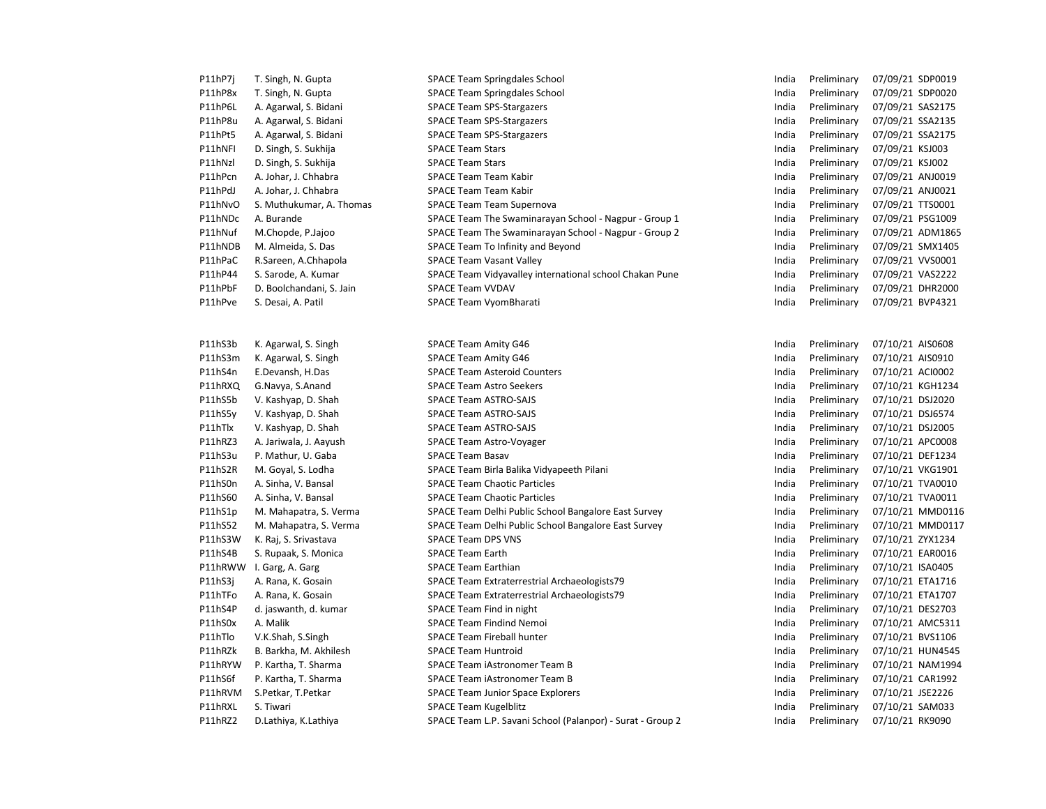| | | | | | | |
|---|---|---|---|---|---|---|
| P11hP7j | T. Singh, N. Gupta | SPACE Team Springdales School | India | Preliminary | 07/09/21 | SDP0019 |
| P11hP8x | T. Singh, N. Gupta | SPACE Team Springdales School | India | Preliminary | 07/09/21 | SDP0020 |
| P11hP6L | A. Agarwal, S. Bidani | SPACE Team SPS-Stargazers | India | Preliminary | 07/09/21 | SAS2175 |
| P11hP8u | A. Agarwal, S. Bidani | SPACE Team SPS-Stargazers | India | Preliminary | 07/09/21 | SSA2135 |
| P11hPt5 | A. Agarwal, S. Bidani | SPACE Team SPS-Stargazers | India | Preliminary | 07/09/21 | SSA2175 |
| P11hNFI | D. Singh, S. Sukhija | SPACE Team Stars | India | Preliminary | 07/09/21 | KSJ003 |
| P11hNzl | D. Singh, S. Sukhija | SPACE Team Stars | India | Preliminary | 07/09/21 | KSJ002 |
| P11hPcn | A. Johar, J. Chhabra | SPACE Team Team Kabir | India | Preliminary | 07/09/21 | ANJ0019 |
| P11hPdJ | A. Johar, J. Chhabra | SPACE Team Team Kabir | India | Preliminary | 07/09/21 | ANJ0021 |
| P11hNvO | S. Muthukumar, A. Thomas | SPACE Team Team Supernova | India | Preliminary | 07/09/21 | TTS0001 |
| P11hNDc | A. Burande | SPACE Team The Swaminarayan School - Nagpur - Group 1 | India | Preliminary | 07/09/21 | PSG1009 |
| P11hNuf | M.Chopde, P.Jajoo | SPACE Team The Swaminarayan School - Nagpur - Group 2 | India | Preliminary | 07/09/21 | ADM1865 |
| P11hNDB | M. Almeida, S. Das | SPACE Team To Infinity and Beyond | India | Preliminary | 07/09/21 | SMX1405 |
| P11hPaC | R.Sareen, A.Chhapola | SPACE Team Vasant Valley | India | Preliminary | 07/09/21 | VVS0001 |
| P11hP44 | S. Sarode, A. Kumar | SPACE Team Vidyavalley international school Chakan Pune | India | Preliminary | 07/09/21 | VAS2222 |
| P11hPbF | D. Boolchandani, S. Jain | SPACE Team VVDAV | India | Preliminary | 07/09/21 | DHR2000 |
| P11hPve | S. Desai, A. Patil | SPACE Team VyomBharati | India | Preliminary | 07/09/21 | BVP4321 |
| | | | | | | |
| P11hS3b | K. Agarwal, S. Singh | SPACE Team Amity G46 | India | Preliminary | 07/10/21 | AIS0608 |
| P11hS3m | K. Agarwal, S. Singh | SPACE Team Amity G46 | India | Preliminary | 07/10/21 | AIS0910 |
| P11hS4n | E.Devansh, H.Das | SPACE Team Asteroid Counters | India | Preliminary | 07/10/21 | ACI0002 |
| P11hRXQ | G.Navya, S.Anand | SPACE Team Astro Seekers | India | Preliminary | 07/10/21 | KGH1234 |
| P11hS5b | V. Kashyap, D. Shah | SPACE Team ASTRO-SAJS | India | Preliminary | 07/10/21 | DSJ2020 |
| P11hS5y | V. Kashyap, D. Shah | SPACE Team ASTRO-SAJS | India | Preliminary | 07/10/21 | DSJ6574 |
| P11hTlx | V. Kashyap, D. Shah | SPACE Team ASTRO-SAJS | India | Preliminary | 07/10/21 | DSJ2005 |
| P11hRZ3 | A. Jariwala, J. Aayush | SPACE Team Astro-Voyager | India | Preliminary | 07/10/21 | APC0008 |
| P11hS3u | P. Mathur, U. Gaba | SPACE Team Basav | India | Preliminary | 07/10/21 | DEF1234 |
| P11hS2R | M. Goyal, S. Lodha | SPACE Team Birla Balika Vidyapeeth Pilani | India | Preliminary | 07/10/21 | VKG1901 |
| P11hS0n | A. Sinha, V. Bansal | SPACE Team Chaotic Particles | India | Preliminary | 07/10/21 | TVA0010 |
| P11hS60 | A. Sinha, V. Bansal | SPACE Team Chaotic Particles | India | Preliminary | 07/10/21 | TVA0011 |
| P11hS1p | M. Mahapatra, S. Verma | SPACE Team Delhi Public School Bangalore East Survey | India | Preliminary | 07/10/21 | MMD0116 |
| P11hS52 | M. Mahapatra, S. Verma | SPACE Team Delhi Public School Bangalore East Survey | India | Preliminary | 07/10/21 | MMD0117 |
| P11hS3W | K. Raj, S. Srivastava | SPACE Team DPS VNS | India | Preliminary | 07/10/21 | ZYX1234 |
| P11hS4B | S. Rupaak, S. Monica | SPACE Team Earth | India | Preliminary | 07/10/21 | EAR0016 |
| P11hRWW | I. Garg, A. Garg | SPACE Team Earthian | India | Preliminary | 07/10/21 | ISA0405 |
| P11hS3j | A. Rana, K. Gosain | SPACE Team Extraterrestrial Archaeologists79 | India | Preliminary | 07/10/21 | ETA1716 |
| P11hTFo | A. Rana, K. Gosain | SPACE Team Extraterrestrial Archaeologists79 | India | Preliminary | 07/10/21 | ETA1707 |
| P11hS4P | d. jaswanth, d. kumar | SPACE Team Find in night | India | Preliminary | 07/10/21 | DES2703 |
| P11hS0x | A. Malik | SPACE Team Findind Nemoi | India | Preliminary | 07/10/21 | AMC5311 |
| P11hTlo | V.K.Shah, S.Singh | SPACE Team Fireball hunter | India | Preliminary | 07/10/21 | BVS1106 |
| P11hRZk | B. Barkha, M. Akhilesh | SPACE Team Huntroid | India | Preliminary | 07/10/21 | HUN4545 |
| P11hRYW | P. Kartha, T. Sharma | SPACE Team iAstronomer Team B | India | Preliminary | 07/10/21 | NAM1994 |
| P11hS6f | P. Kartha, T. Sharma | SPACE Team iAstronomer Team B | India | Preliminary | 07/10/21 | CAR1992 |
| P11hRVM | S.Petkar, T.Petkar | SPACE Team Junior Space Explorers | India | Preliminary | 07/10/21 | JSE2226 |
| P11hRXL | S. Tiwari | SPACE Team Kugelblitz | India | Preliminary | 07/10/21 | SAM033 |
| P11hRZ2 | D.Lathiya, K.Lathiya | SPACE Team L.P. Savani School (Palanpor) - Surat - Group 2 | India | Preliminary | 07/10/21 | RK9090 |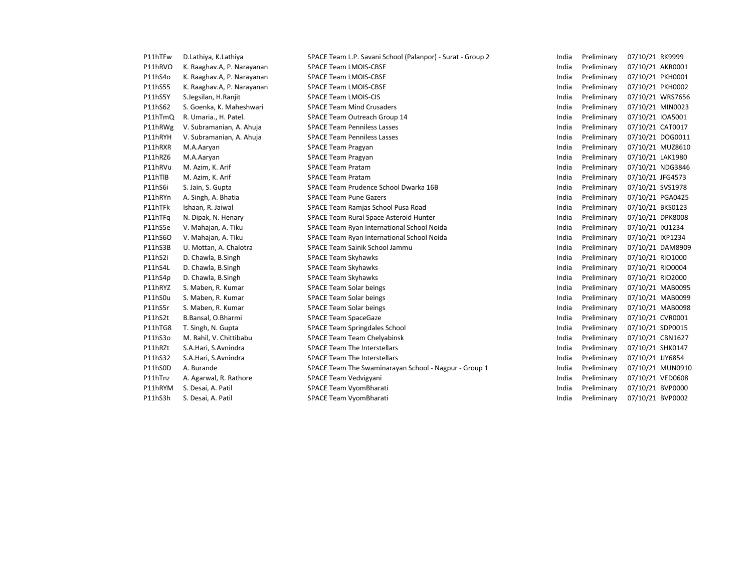| | | | | | | |
|---|---|---|---|---|---|---|
| P11hTFw | D.Lathiya, K.Lathiya | SPACE Team L.P. Savani School (Palanpor) - Surat - Group 2 | India | Preliminary | 07/10/21 | RK9999 |
| P11hRVO | K. Raaghav.A, P. Narayanan | SPACE Team LMOIS-CBSE | India | Preliminary | 07/10/21 | AKR0001 |
| P11hS4o | K. Raaghav.A, P. Narayanan | SPACE Team LMOIS-CBSE | India | Preliminary | 07/10/21 | PKH0001 |
| P11hS55 | K. Raaghav.A, P. Narayanan | SPACE Team LMOIS-CBSE | India | Preliminary | 07/10/21 | PKH0002 |
| P11hS5Y | S.Jegsilan, H.Ranjit | SPACE Team LMOIS-CIS | India | Preliminary | 07/10/21 | WRS7656 |
| P11hS62 | S. Goenka, K. Maheshwari | SPACE Team Mind Crusaders | India | Preliminary | 07/10/21 | MIN0023 |
| P11hTmQ | R. Umaria., H. Patel. | SPACE Team Outreach Group 14 | India | Preliminary | 07/10/21 | IOA5001 |
| P11hRWg | V. Subramanian, A. Ahuja | SPACE Team Penniless Lasses | India | Preliminary | 07/10/21 | CAT0017 |
| P11hRYH | V. Subramanian, A. Ahuja | SPACE Team Penniless Lasses | India | Preliminary | 07/10/21 | DOG0011 |
| P11hRXR | M.A.Aaryan | SPACE Team Pragyan | India | Preliminary | 07/10/21 | MUZ8610 |
| P11hRZ6 | M.A.Aaryan | SPACE Team Pragyan | India | Preliminary | 07/10/21 | LAK1980 |
| P11hRVu | M. Azim, K. Arif | SPACE Team Pratam | India | Preliminary | 07/10/21 | NDG3846 |
| P11hTlB | M. Azim, K. Arif | SPACE Team Pratam | India | Preliminary | 07/10/21 | JFG4573 |
| P11hS6i | S. Jain, S. Gupta | SPACE Team Prudence School Dwarka 16B | India | Preliminary | 07/10/21 | SVS1978 |
| P11hRYn | A. Singh, A. Bhatia | SPACE Team Pune Gazers | India | Preliminary | 07/10/21 | PGA0425 |
| P11hTFk | Ishaan, R. Jaiwal | SPACE Team Ramjas School Pusa Road | India | Preliminary | 07/10/21 | BKS0123 |
| P11hTFq | N. Dipak, N. Henary | SPACE Team Rural Space Asteroid Hunter | India | Preliminary | 07/10/21 | DPK8008 |
| P11hS5e | V. Mahajan, A. Tiku | SPACE Team Ryan International School Noida | India | Preliminary | 07/10/21 | IXJ1234 |
| P11hS6O | V. Mahajan, A. Tiku | SPACE Team Ryan International School Noida | India | Preliminary | 07/10/21 | IXP1234 |
| P11hS3B | U. Mottan, A. Chalotra | SPACE Team Sainik School Jammu | India | Preliminary | 07/10/21 | DAM8909 |
| P11hS2i | D. Chawla, B.Singh | SPACE Team Skyhawks | India | Preliminary | 07/10/21 | RIO1000 |
| P11hS4L | D. Chawla, B.Singh | SPACE Team Skyhawks | India | Preliminary | 07/10/21 | RIO0004 |
| P11hS4p | D. Chawla, B.Singh | SPACE Team Skyhawks | India | Preliminary | 07/10/21 | RIO2000 |
| P11hRYZ | S. Maben, R. Kumar | SPACE Team Solar beings | India | Preliminary | 07/10/21 | MAB0095 |
| P11hS0u | S. Maben, R. Kumar | SPACE Team Solar beings | India | Preliminary | 07/10/21 | MAB0099 |
| P11hS5r | S. Maben, R. Kumar | SPACE Team Solar beings | India | Preliminary | 07/10/21 | MAB0098 |
| P11hS2t | B.Bansal, O.Bharmi | SPACE Team SpaceGaze | India | Preliminary | 07/10/21 | CVR0001 |
| P11hTG8 | T. Singh, N. Gupta | SPACE Team Springdales School | India | Preliminary | 07/10/21 | SDP0015 |
| P11hS3o | M. Rahil, V. Chittibabu | SPACE Team Team Chelyabinsk | India | Preliminary | 07/10/21 | CBN1627 |
| P11hRZt | S.A.Hari, S.Avnindra | SPACE Team The Interstellars | India | Preliminary | 07/10/21 | SHK0147 |
| P11hS32 | S.A.Hari, S.Avnindra | SPACE Team The Interstellars | India | Preliminary | 07/10/21 | JJY6854 |
| P11hS0D | A. Burande | SPACE Team The Swaminarayan School - Nagpur - Group 1 | India | Preliminary | 07/10/21 | MUN0910 |
| P11hTnz | A. Agarwal, R. Rathore | SPACE Team Vedvigyani | India | Preliminary | 07/10/21 | VED0608 |
| P11hRYM | S. Desai, A. Patil | SPACE Team VyomBharati | India | Preliminary | 07/10/21 | BVP0000 |
| P11hS3h | S. Desai, A. Patil | SPACE Team VyomBharati | India | Preliminary | 07/10/21 | BVP0002 |